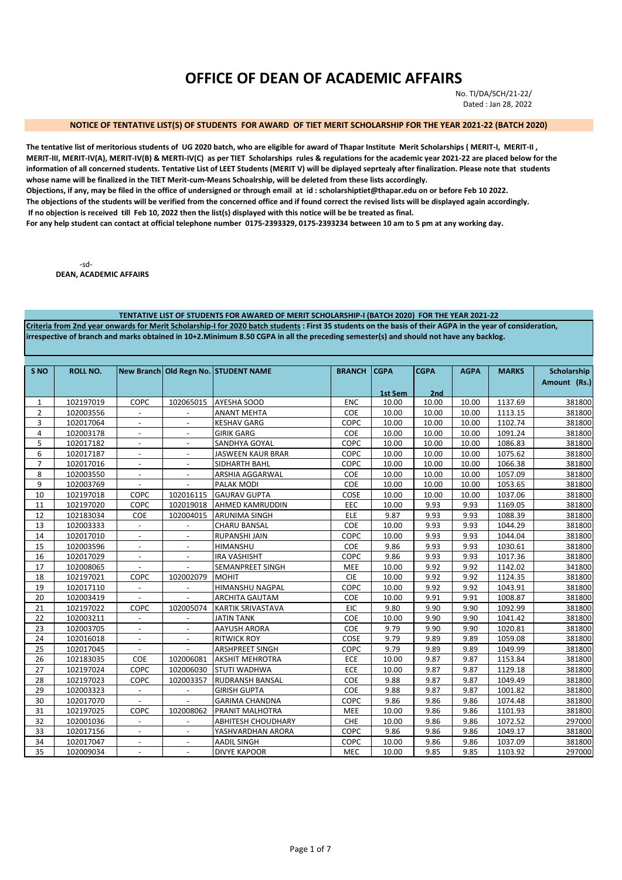# OFFICE OF DEAN OF ACADEMIC AFFAIRS

No. TI/DA/SCH/21-22/
Dated : Jan 28, 2022

**NOTICE OF TENTATIVE LIST(S) OF STUDENTS FOR AWARD OF TIET MERIT SCHOLARSHIP FOR THE YEAR 2021-22 (BATCH 2020)**

**The tentative list of meritorious students of UG 2020 batch, who are eligible for award of Thapar Institute Merit Scholarships ( MERIT-I, MERIT-II , MERIT-III, MERIT-IV(A), MERIT-IV(B) & MERTI-IV(C) as per TIET Scholarships rules & regulations for the academic year 2021-22 are placed below for the information of all concerned students. Tentative List of LEET Students (MERIT V) will be diplayed seprtealy after finalization. Please note that students whose name will be finalized in the TIET Merit-cum-Means Schoalrship, will be deleted from these lists accordingly.**

**Objections, if any, may be filed in the office of undersigned or through email at id : scholarshiptiet@thapar.edu on or before Feb 10 2022.**

**The objections of the students will be verified from the concerned office and if found correct the revised lists will be displayed again accordingly.**

**If no objection is received till Feb 10, 2022 then the list(s) displayed with this notice will be be treated as final.**

**For any help student can contact at official telephone number 0175-2393329, 0175-2393234 between 10 am to 5 pm at any working day.**

-sd-
**DEAN, ACADEMIC AFFAIRS**

**TENTATIVE LIST OF STUDENTS FOR AWARED OF MERIT SCHOLARSHIP-I (BATCH 2020) FOR THE YEAR 2021-22**

**Criteria from 2nd year onwards for Merit Scholarship-I for 2020 batch students : First 35 students on the basis of their AGPA in the year of consideration, irrespective of branch and marks obtained in 10+2.Minimum 8.50 CGPA in all the preceding semester(s) and should not have any backlog.**

| S NO | ROLL NO. | New Branch | Old Regn No. | STUDENT NAME | BRANCH | CGPA 1st Sem | CGPA 2nd | AGPA | MARKS | Scholarship Amount (Rs.) |
|---|---|---|---|---|---|---|---|---|---|---|
| 1 | 102197019 | COPC | 102065015 | AYESHA SOOD | ENC | 10.00 | 10.00 | 10.00 | 1137.69 | 381800 |
| 2 | 102003556 | - | - | ANANT MEHTA | COE | 10.00 | 10.00 | 10.00 | 1113.15 | 381800 |
| 3 | 102017064 | - | - | KESHAV GARG | COPC | 10.00 | 10.00 | 10.00 | 1102.74 | 381800 |
| 4 | 102003178 | - | - | GIRIK GARG | COE | 10.00 | 10.00 | 10.00 | 1091.24 | 381800 |
| 5 | 102017182 | - | - | SANDHYA GOYAL | COPC | 10.00 | 10.00 | 10.00 | 1086.83 | 381800 |
| 6 | 102017187 | - | - | JASWEEN KAUR BRAR | COPC | 10.00 | 10.00 | 10.00 | 1075.62 | 381800 |
| 7 | 102017016 | - | - | SIDHARTH BAHL | COPC | 10.00 | 10.00 | 10.00 | 1066.38 | 381800 |
| 8 | 102003550 | - | - | ARSHIA AGGARWAL | COE | 10.00 | 10.00 | 10.00 | 1057.09 | 381800 |
| 9 | 102003769 | - | - | PALAK MODI | COE | 10.00 | 10.00 | 10.00 | 1053.65 | 381800 |
| 10 | 102197018 | COPC | 102016115 | GAURAV GUPTA | COSE | 10.00 | 10.00 | 10.00 | 1037.06 | 381800 |
| 11 | 102197020 | COPC | 102019018 | AHMED KAMRUDDIN | EEC | 10.00 | 9.93 | 9.93 | 1169.05 | 381800 |
| 12 | 102183034 | COE | 102004015 | ARUNIMA SINGH | ELE | 9.87 | 9.93 | 9.93 | 1088.39 | 381800 |
| 13 | 102003333 | - | - | CHARU BANSAL | COE | 10.00 | 9.93 | 9.93 | 1044.29 | 381800 |
| 14 | 102017010 | - | - | RUPANSHI JAIN | COPC | 10.00 | 9.93 | 9.93 | 1044.04 | 381800 |
| 15 | 102003596 | - | - | HIMANSHU | COE | 9.86 | 9.93 | 9.93 | 1030.61 | 381800 |
| 16 | 102017029 | - | - | IRA VASHISHT | COPC | 9.86 | 9.93 | 9.93 | 1017.36 | 381800 |
| 17 | 102008065 | - | - | SEMANPREET SINGH | MEE | 10.00 | 9.92 | 9.92 | 1142.02 | 341800 |
| 18 | 102197021 | COPC | 102002079 | MOHIT | CIE | 10.00 | 9.92 | 9.92 | 1124.35 | 381800 |
| 19 | 102017110 | - | - | HIMANSHU NAGPAL | COPC | 10.00 | 9.92 | 9.92 | 1043.91 | 381800 |
| 20 | 102003419 | - | - | ARCHITA GAUTAM | COE | 10.00 | 9.91 | 9.91 | 1008.87 | 381800 |
| 21 | 102197022 | COPC | 102005074 | KARTIK SRIVASTAVA | EIC | 9.80 | 9.90 | 9.90 | 1092.99 | 381800 |
| 22 | 102003211 | - | - | JATIN TANK | COE | 10.00 | 9.90 | 9.90 | 1041.42 | 381800 |
| 23 | 102003705 | - | - | AAYUSH ARORA | COE | 9.79 | 9.90 | 9.90 | 1020.81 | 381800 |
| 24 | 102016018 | - | - | RITWICK ROY | COSE | 9.79 | 9.89 | 9.89 | 1059.08 | 381800 |
| 25 | 102017045 | - | - | ARSHPREET SINGH | COPC | 9.79 | 9.89 | 9.89 | 1049.99 | 381800 |
| 26 | 102183035 | COE | 102006081 | AKSHIT MEHROTRA | ECE | 10.00 | 9.87 | 9.87 | 1153.84 | 381800 |
| 27 | 102197024 | COPC | 102006030 | STUTI WADHWA | ECE | 10.00 | 9.87 | 9.87 | 1129.18 | 381800 |
| 28 | 102197023 | COPC | 102003357 | RUDRANSH BANSAL | COE | 9.88 | 9.87 | 9.87 | 1049.49 | 381800 |
| 29 | 102003323 | - | - | GIRISH GUPTA | COE | 9.88 | 9.87 | 9.87 | 1001.82 | 381800 |
| 30 | 102017070 | - | - | GARIMA CHANDNA | COPC | 9.86 | 9.86 | 9.86 | 1074.48 | 381800 |
| 31 | 102197025 | COPC | 102008062 | PRANIT MALHOTRA | MEE | 10.00 | 9.86 | 9.86 | 1101.93 | 381800 |
| 32 | 102001036 | - | - | ABHITESH CHOUDHARY | CHE | 10.00 | 9.86 | 9.86 | 1072.52 | 297000 |
| 33 | 102017156 | - | - | YASHVARDHAN ARORA | COPC | 9.86 | 9.86 | 9.86 | 1049.17 | 381800 |
| 34 | 102017047 | - | - | AADIL SINGH | COPC | 10.00 | 9.86 | 9.86 | 1037.09 | 381800 |
| 35 | 102009034 | - | - | DIVYE KAPOOR | MEC | 10.00 | 9.85 | 9.85 | 1103.92 | 297000 |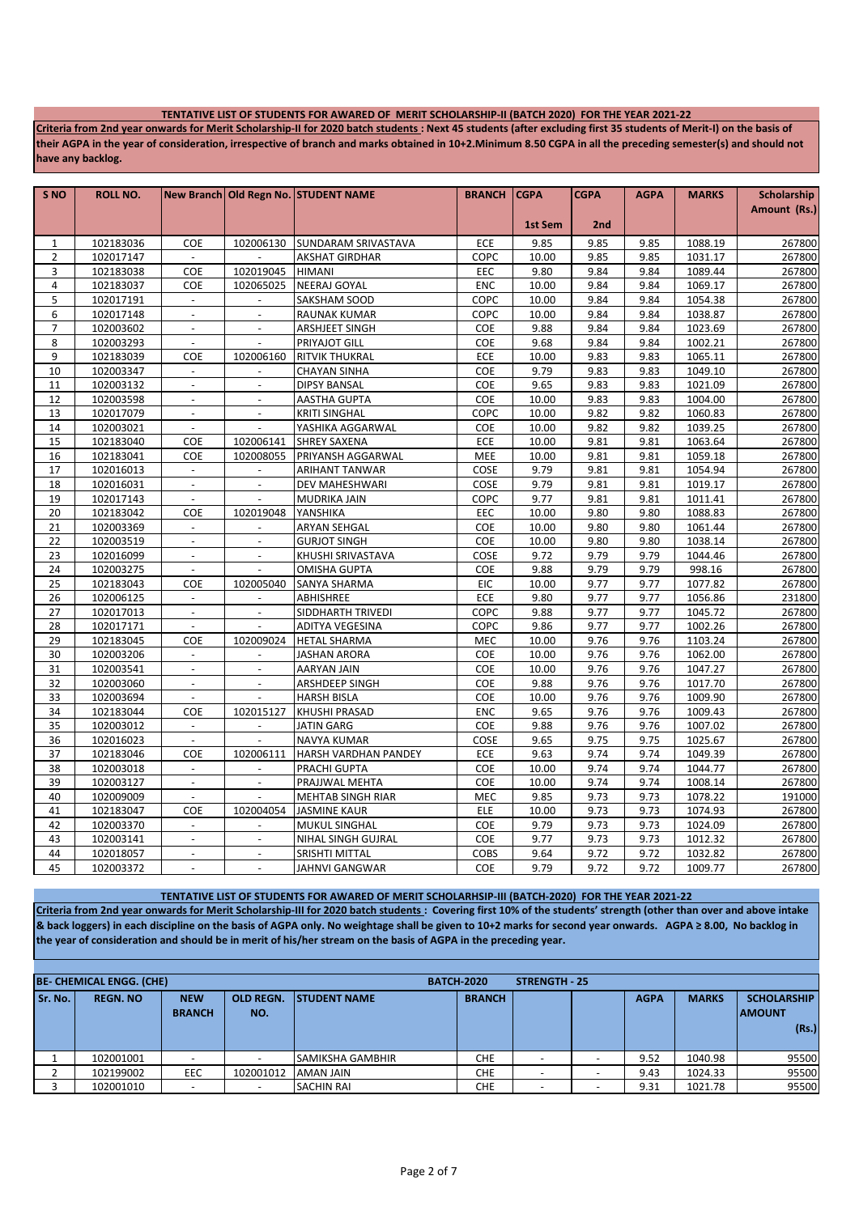**TENTATIVE LIST OF STUDENTS FOR AWARED OF MERIT SCHOLARSHIP-II (BATCH 2020) FOR THE YEAR 2021-22**

**Criteria from 2nd year onwards for Merit Scholarship-II for 2020 batch students : Next 45 students (after excluding first 35 students of Merit-I) on the basis of their AGPA in the year of consideration, irrespective of branch and marks obtained in 10+2.Minimum 8.50 CGPA in all the preceding semester(s) and should not have any backlog.**

| S NO | ROLL NO. | New Branch | Old Regn No. | STUDENT NAME | BRANCH | CGPA | CGPA | AGPA | MARKS | Scholarship Amount (Rs.) |
|---|---|---|---|---|---|---|---|---|---|---|
| | | | | | | 1st Sem | 2nd | | | |
| 1 | 102183036 | COE | 102006130 | SUNDARAM SRIVASTAVA | ECE | 9.85 | 9.85 | 9.85 | 1088.19 | 267800 |
| 2 | 102017147 | - | - | AKSHAT GIRDHAR | COPC | 10.00 | 9.85 | 9.85 | 1031.17 | 267800 |
| 3 | 102183038 | COE | 102019045 | HIMANI | EEC | 9.80 | 9.84 | 9.84 | 1089.44 | 267800 |
| 4 | 102183037 | COE | 102065025 | NEERAJ GOYAL | ENC | 10.00 | 9.84 | 9.84 | 1069.17 | 267800 |
| 5 | 102017191 | - | - | SAKSHAM SOOD | COPC | 10.00 | 9.84 | 9.84 | 1054.38 | 267800 |
| 6 | 102017148 | - | - | RAUNAK KUMAR | COPC | 10.00 | 9.84 | 9.84 | 1038.87 | 267800 |
| 7 | 102003602 | - | - | ARSHJEET SINGH | COE | 9.88 | 9.84 | 9.84 | 1023.69 | 267800 |
| 8 | 102003293 | - | - | PRIYAJOT GILL | COE | 9.68 | 9.84 | 9.84 | 1002.21 | 267800 |
| 9 | 102183039 | COE | 102006160 | RITVIK THUKRAL | ECE | 10.00 | 9.83 | 9.83 | 1065.11 | 267800 |
| 10 | 102003347 | - | - | CHAYAN SINHA | COE | 9.79 | 9.83 | 9.83 | 1049.10 | 267800 |
| 11 | 102003132 | - | - | DIPSY BANSAL | COE | 9.65 | 9.83 | 9.83 | 1021.09 | 267800 |
| 12 | 102003598 | - | - | AASTHA GUPTA | COE | 10.00 | 9.83 | 9.83 | 1004.00 | 267800 |
| 13 | 102017079 | - | - | KRITI SINGHAL | COPC | 10.00 | 9.82 | 9.82 | 1060.83 | 267800 |
| 14 | 102003021 | - | - | YASHIKA AGGARWAL | COE | 10.00 | 9.82 | 9.82 | 1039.25 | 267800 |
| 15 | 102183040 | COE | 102006141 | SHREY SAXENA | ECE | 10.00 | 9.81 | 9.81 | 1063.64 | 267800 |
| 16 | 102183041 | COE | 102008055 | PRIYANSH AGGARWAL | MEE | 10.00 | 9.81 | 9.81 | 1059.18 | 267800 |
| 17 | 102016013 | - | - | ARIHANT TANWAR | COSE | 9.79 | 9.81 | 9.81 | 1054.94 | 267800 |
| 18 | 102016031 | - | - | DEV MAHESHWARI | COSE | 9.79 | 9.81 | 9.81 | 1019.17 | 267800 |
| 19 | 102017143 | - | - | MUDRIKA JAIN | COPC | 9.77 | 9.81 | 9.81 | 1011.41 | 267800 |
| 20 | 102183042 | COE | 102019048 | YANSHIKA | EEC | 10.00 | 9.80 | 9.80 | 1088.83 | 267800 |
| 21 | 102003369 | - | - | ARYAN SEHGAL | COE | 10.00 | 9.80 | 9.80 | 1061.44 | 267800 |
| 22 | 102003519 | - | - | GURJOT SINGH | COE | 10.00 | 9.80 | 9.80 | 1038.14 | 267800 |
| 23 | 102016099 | - | - | KHUSHI SRIVASTAVA | COSE | 9.72 | 9.79 | 9.79 | 1044.46 | 267800 |
| 24 | 102003275 | - | - | OMISHA GUPTA | COE | 9.88 | 9.79 | 9.79 | 998.16 | 267800 |
| 25 | 102183043 | COE | 102005040 | SANYA SHARMA | EIC | 10.00 | 9.77 | 9.77 | 1077.82 | 267800 |
| 26 | 102006125 | - | - | ABHISHREE | ECE | 9.80 | 9.77 | 9.77 | 1056.86 | 231800 |
| 27 | 102017013 | - | - | SIDDHARTH TRIVEDI | COPC | 9.88 | 9.77 | 9.77 | 1045.72 | 267800 |
| 28 | 102017171 | - | - | ADITYA VEGESINA | COPC | 9.86 | 9.77 | 9.77 | 1002.26 | 267800 |
| 29 | 102183045 | COE | 102009024 | HETAL SHARMA | MEC | 10.00 | 9.76 | 9.76 | 1103.24 | 267800 |
| 30 | 102003206 | - | - | JASHAN ARORA | COE | 10.00 | 9.76 | 9.76 | 1062.00 | 267800 |
| 31 | 102003541 | - | - | AARYAN JAIN | COE | 10.00 | 9.76 | 9.76 | 1047.27 | 267800 |
| 32 | 102003060 | - | - | ARSHDEEP SINGH | COE | 9.88 | 9.76 | 9.76 | 1017.70 | 267800 |
| 33 | 102003694 | - | - | HARSH BISLA | COE | 10.00 | 9.76 | 9.76 | 1009.90 | 267800 |
| 34 | 102183044 | COE | 102015127 | KHUSHI PRASAD | ENC | 9.65 | 9.76 | 9.76 | 1009.43 | 267800 |
| 35 | 102003012 | - | - | JATIN GARG | COE | 9.88 | 9.76 | 9.76 | 1007.02 | 267800 |
| 36 | 102016023 | - | - | NAVYA KUMAR | COSE | 9.65 | 9.75 | 9.75 | 1025.67 | 267800 |
| 37 | 102183046 | COE | 102006111 | HARSH VARDHAN PANDEY | ECE | 9.63 | 9.74 | 9.74 | 1049.39 | 267800 |
| 38 | 102003018 | - | - | PRACHI GUPTA | COE | 10.00 | 9.74 | 9.74 | 1044.77 | 267800 |
| 39 | 102003127 | - | - | PRAJJWAL MEHTA | COE | 10.00 | 9.74 | 9.74 | 1008.14 | 267800 |
| 40 | 102009009 | - | - | MEHTAB SINGH RIAR | MEC | 9.85 | 9.73 | 9.73 | 1078.22 | 191000 |
| 41 | 102183047 | COE | 102004054 | JASMINE KAUR | ELE | 10.00 | 9.73 | 9.73 | 1074.93 | 267800 |
| 42 | 102003370 | - | - | MUKUL SINGHAL | COE | 9.79 | 9.73 | 9.73 | 1024.09 | 267800 |
| 43 | 102003141 | - | - | NIHAL SINGH GUJRAL | COE | 9.77 | 9.73 | 9.73 | 1012.32 | 267800 |
| 44 | 102018057 | - | - | SRISHTI MITTAL | COBS | 9.64 | 9.72 | 9.72 | 1032.82 | 267800 |
| 45 | 102003372 | - | - | JAHNVI GANGWAR | COE | 9.79 | 9.72 | 9.72 | 1009.77 | 267800 |

**TENTATIVE LIST OF STUDENTS FOR AWARED OF MERIT SCHOLARHSIP-III (BATCH-2020) FOR THE YEAR 2021-22**

**Criteria from 2nd year onwards for Merit Scholarship-III for 2020 batch students : Covering first 10% of the students' strength (other than over and above intake & back loggers) in each discipline on the basis of AGPA only. No weightage shall be given to 10+2 marks for second year onwards. AGPA ≥ 8.00, No backlog in the year of consideration and should be in merit of his/her stream on the basis of AGPA in the preceding year.**

**BE- CHEMICAL ENGG. (CHE)** &nbsp;&nbsp;&nbsp; **BATCH-2020** &nbsp;&nbsp;&nbsp; **STRENGTH - 25**

| Sr. No. | REGN. NO | NEW BRANCH | OLD REGN. NO. | STUDENT NAME | BRANCH | | | AGPA | MARKS | SCHOLARSHIP AMOUNT (Rs.) |
|---|---|---|---|---|---|---|---|---|---|---|
| 1 | 102001001 | - | - | SAMIKSHA GAMBHIR | CHE | - | - | 9.52 | 1040.98 | 95500 |
| 2 | 102199002 | EEC | 102001012 | AMAN JAIN | CHE | - | - | 9.43 | 1024.33 | 95500 |
| 3 | 102001010 | - | - | SACHIN RAI | CHE | - | - | 9.31 | 1021.78 | 95500 |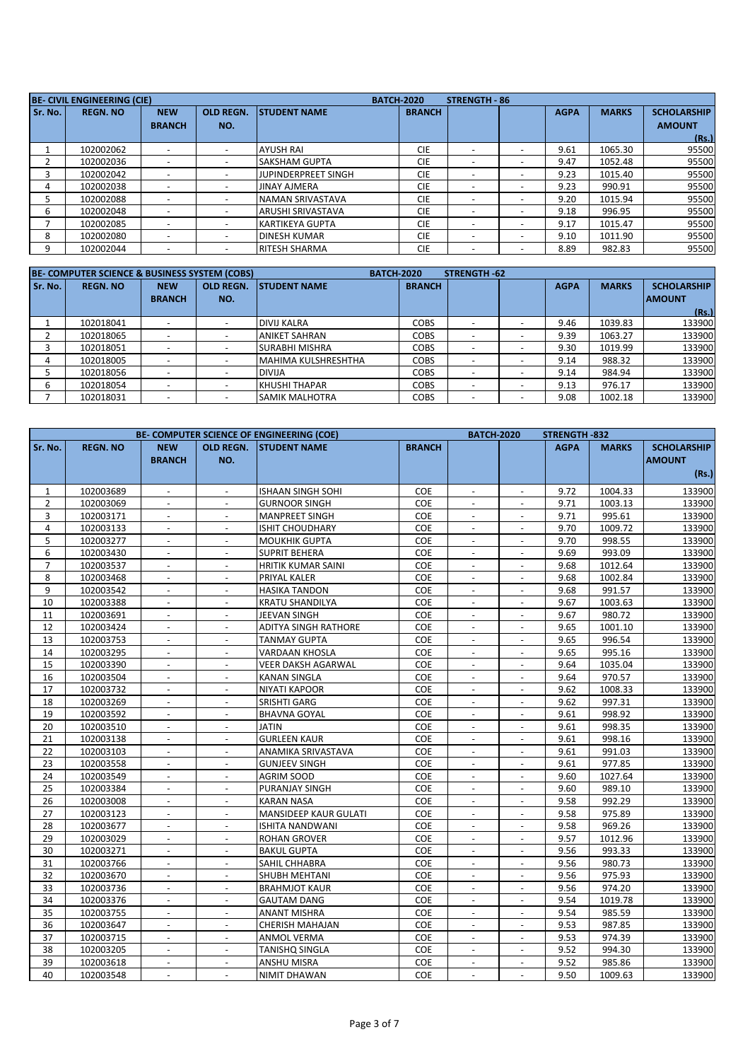| BE- CIVIL ENGINEERING (CIE) | | | | | BATCH-2020 | STRENGTH - 86 | | | | |
|---|---|---|---|---|---|---|---|---|---|---|
| Sr. No. | REGN. NO | NEW BRANCH | OLD REGN. NO. | STUDENT NAME | BRANCH | | | AGPA | MARKS | SCHOLARSHIP AMOUNT (Rs.) |
| 1 | 102002062 | - | - | AYUSH RAI | CIE | - | - | 9.61 | 1065.30 | 95500 |
| 2 | 102002036 | - | - | SAKSHAM GUPTA | CIE | - | - | 9.47 | 1052.48 | 95500 |
| 3 | 102002042 | - | - | JUPINDERPREET SINGH | CIE | - | - | 9.23 | 1015.40 | 95500 |
| 4 | 102002038 | - | - | JINAY AJMERA | CIE | - | - | 9.23 | 990.91 | 95500 |
| 5 | 102002088 | - | - | NAMAN SRIVASTAVA | CIE | - | - | 9.20 | 1015.94 | 95500 |
| 6 | 102002048 | - | - | ARUSHI SRIVASTAVA | CIE | - | - | 9.18 | 996.95 | 95500 |
| 7 | 102002085 | - | - | KARTIKEYA GUPTA | CIE | - | - | 9.17 | 1015.47 | 95500 |
| 8 | 102002080 | - | - | DINESH KUMAR | CIE | - | - | 9.10 | 1011.90 | 95500 |
| 9 | 102002044 | - | - | RITESH SHARMA | CIE | - | - | 8.89 | 982.83 | 95500 |

| BE- COMPUTER SCIENCE & BUSINESS SYSTEM (COBS) | | | | | BATCH-2020 | STRENGTH -62 | | | | |
|---|---|---|---|---|---|---|---|---|---|---|
| Sr. No. | REGN. NO | NEW BRANCH | OLD REGN. NO. | STUDENT NAME | BRANCH | | | AGPA | MARKS | SCHOLARSHIP AMOUNT (Rs.) |
| 1 | 102018041 | - | - | DIVIJ KALRA | COBS | - | - | 9.46 | 1039.83 | 133900 |
| 2 | 102018065 | - | - | ANIKET SAHRAN | COBS | - | - | 9.39 | 1063.27 | 133900 |
| 3 | 102018051 | - | - | SURABHI MISHRA | COBS | - | - | 9.30 | 1019.99 | 133900 |
| 4 | 102018005 | - | - | MAHIMA KULSHRESHTHA | COBS | - | - | 9.14 | 988.32 | 133900 |
| 5 | 102018056 | - | - | DIVIJA | COBS | - | - | 9.14 | 984.94 | 133900 |
| 6 | 102018054 | - | - | KHUSHI THAPAR | COBS | - | - | 9.13 | 976.17 | 133900 |
| 7 | 102018031 | - | - | SAMIK MALHOTRA | COBS | - | - | 9.08 | 1002.18 | 133900 |

| BE- COMPUTER SCIENCE OF ENGINEERING (COE) | | | | | | BATCH-2020 | | STRENGTH -832 | | |
|---|---|---|---|---|---|---|---|---|---|---|
| Sr. No. | REGN. NO | NEW BRANCH | OLD REGN. NO. | STUDENT NAME | BRANCH | | | AGPA | MARKS | SCHOLARSHIP AMOUNT (Rs.) |
| 1 | 102003689 | - | - | ISHAAN SINGH SOHI | COE | - | - | 9.72 | 1004.33 | 133900 |
| 2 | 102003069 | - | - | GURNOOR SINGH | COE | - | - | 9.71 | 1003.13 | 133900 |
| 3 | 102003171 | - | - | MANPREET SINGH | COE | - | - | 9.71 | 995.61 | 133900 |
| 4 | 102003133 | - | - | ISHIT CHOUDHARY | COE | - | - | 9.70 | 1009.72 | 133900 |
| 5 | 102003277 | - | - | MOUKHIK GUPTA | COE | - | - | 9.70 | 998.55 | 133900 |
| 6 | 102003430 | - | - | SUPRIT BEHERA | COE | - | - | 9.69 | 993.09 | 133900 |
| 7 | 102003537 | - | - | HRITIK KUMAR SAINI | COE | - | - | 9.68 | 1012.64 | 133900 |
| 8 | 102003468 | - | - | PRIYAL KALER | COE | - | - | 9.68 | 1002.84 | 133900 |
| 9 | 102003542 | - | - | HASIKA TANDON | COE | - | - | 9.68 | 991.57 | 133900 |
| 10 | 102003388 | - | - | KRATU SHANDILYA | COE | - | - | 9.67 | 1003.63 | 133900 |
| 11 | 102003691 | - | - | JEEVAN SINGH | COE | - | - | 9.67 | 980.72 | 133900 |
| 12 | 102003424 | - | - | ADITYA SINGH RATHORE | COE | - | - | 9.65 | 1001.10 | 133900 |
| 13 | 102003753 | - | - | TANMAY GUPTA | COE | - | - | 9.65 | 996.54 | 133900 |
| 14 | 102003295 | - | - | VARDAAN KHOSLA | COE | - | - | 9.65 | 995.16 | 133900 |
| 15 | 102003390 | - | - | VEER DAKSH AGARWAL | COE | - | - | 9.64 | 1035.04 | 133900 |
| 16 | 102003504 | - | - | KANAN SINGLA | COE | - | - | 9.64 | 970.57 | 133900 |
| 17 | 102003732 | - | - | NIYATI KAPOOR | COE | - | - | 9.62 | 1008.33 | 133900 |
| 18 | 102003269 | - | - | SRISHTI GARG | COE | - | - | 9.62 | 997.31 | 133900 |
| 19 | 102003592 | - | - | BHAVNA GOYAL | COE | - | - | 9.61 | 998.92 | 133900 |
| 20 | 102003510 | - | - | JATIN | COE | - | - | 9.61 | 998.35 | 133900 |
| 21 | 102003138 | - | - | GURLEEN KAUR | COE | - | - | 9.61 | 998.16 | 133900 |
| 22 | 102003103 | - | - | ANAMIKA SRIVASTAVA | COE | - | - | 9.61 | 991.03 | 133900 |
| 23 | 102003558 | - | - | GUNJEEV SINGH | COE | - | - | 9.61 | 977.85 | 133900 |
| 24 | 102003549 | - | - | AGRIM SOOD | COE | - | - | 9.60 | 1027.64 | 133900 |
| 25 | 102003384 | - | - | PURANJAY SINGH | COE | - | - | 9.60 | 989.10 | 133900 |
| 26 | 102003008 | - | - | KARAN NASA | COE | - | - | 9.58 | 992.29 | 133900 |
| 27 | 102003123 | - | - | MANSIDEEP KAUR GULATI | COE | - | - | 9.58 | 975.89 | 133900 |
| 28 | 102003677 | - | - | ISHITA NANDWANI | COE | - | - | 9.58 | 969.26 | 133900 |
| 29 | 102003029 | - | - | ROHAN GROVER | COE | - | - | 9.57 | 1012.96 | 133900 |
| 30 | 102003271 | - | - | BAKUL GUPTA | COE | - | - | 9.56 | 993.33 | 133900 |
| 31 | 102003766 | - | - | SAHIL CHHABRA | COE | - | - | 9.56 | 980.73 | 133900 |
| 32 | 102003670 | - | - | SHUBH MEHTANI | COE | - | - | 9.56 | 975.93 | 133900 |
| 33 | 102003736 | - | - | BRAHMJOT KAUR | COE | - | - | 9.56 | 974.20 | 133900 |
| 34 | 102003376 | - | - | GAUTAM DANG | COE | - | - | 9.54 | 1019.78 | 133900 |
| 35 | 102003755 | - | - | ANANT MISHRA | COE | - | - | 9.54 | 985.59 | 133900 |
| 36 | 102003647 | - | - | CHERISH MAHAJAN | COE | - | - | 9.53 | 987.85 | 133900 |
| 37 | 102003715 | - | - | ANMOL VERMA | COE | - | - | 9.53 | 974.39 | 133900 |
| 38 | 102003205 | - | - | TANISHQ SINGLA | COE | - | - | 9.52 | 994.30 | 133900 |
| 39 | 102003618 | - | - | ANSHU MISRA | COE | - | - | 9.52 | 985.86 | 133900 |
| 40 | 102003548 | - | - | NIMIT DHAWAN | COE | - | - | 9.50 | 1009.63 | 133900 |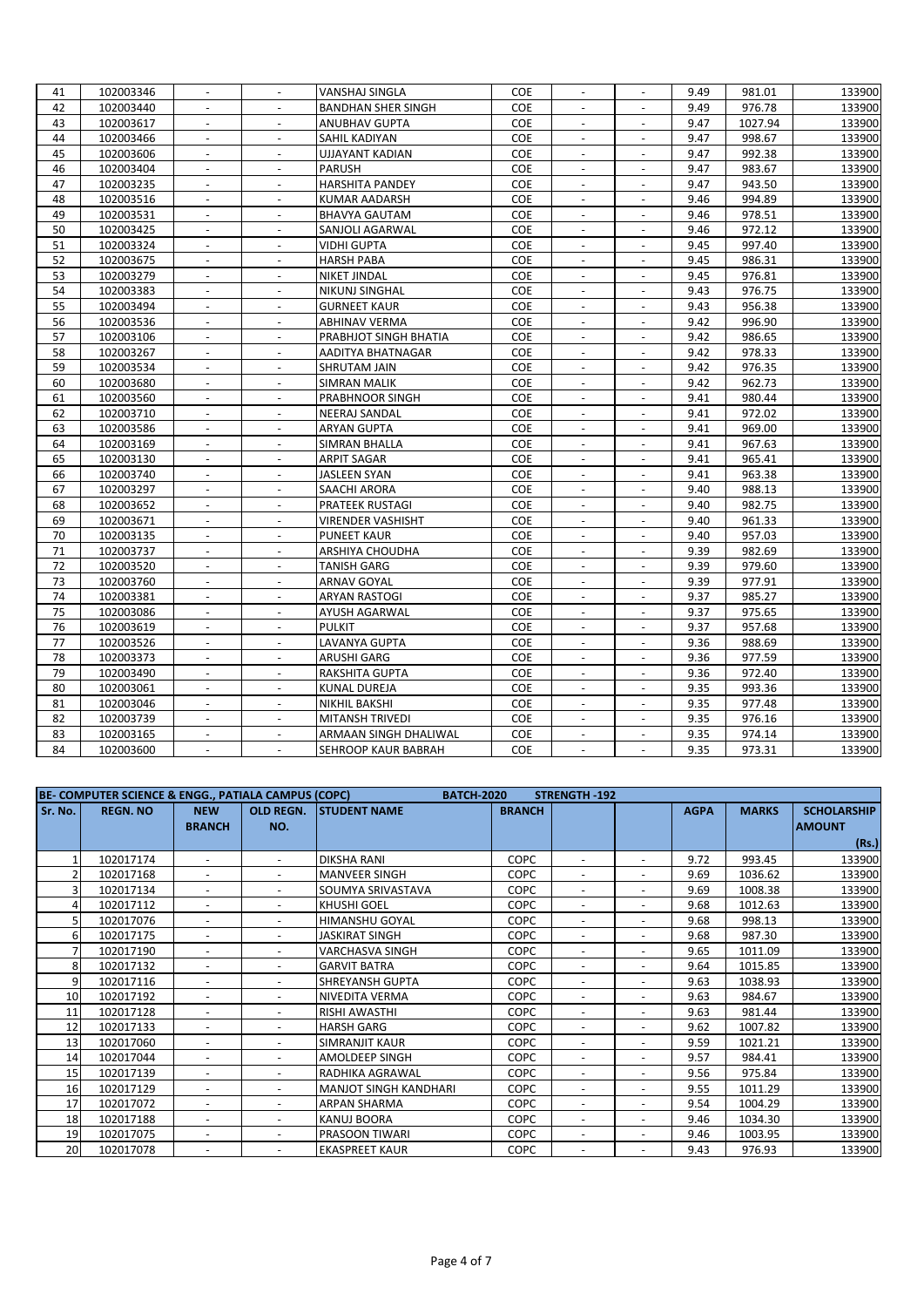| | | | | | | | | | | |
|---|---|---|---|---|---|---|---|---|---|---|
| 41 | 102003346 | - | - | VANSHAJ SINGLA | COE | - | - | 9.49 | 981.01 | 133900 |
| 42 | 102003440 | - | - | BANDHAN SHER SINGH | COE | - | - | 9.49 | 976.78 | 133900 |
| 43 | 102003617 | - | - | ANUBHAV GUPTA | COE | - | - | 9.47 | 1027.94 | 133900 |
| 44 | 102003466 | - | - | SAHIL KADIYAN | COE | - | - | 9.47 | 998.67 | 133900 |
| 45 | 102003606 | - | - | UJJAYANT KADIAN | COE | - | - | 9.47 | 992.38 | 133900 |
| 46 | 102003404 | - | - | PARUSH | COE | - | - | 9.47 | 983.67 | 133900 |
| 47 | 102003235 | - | - | HARSHITA PANDEY | COE | - | - | 9.47 | 943.50 | 133900 |
| 48 | 102003516 | - | - | KUMAR AADARSH | COE | - | - | 9.46 | 994.89 | 133900 |
| 49 | 102003531 | - | - | BHAVYA GAUTAM | COE | - | - | 9.46 | 978.51 | 133900 |
| 50 | 102003425 | - | - | SANJOLI AGARWAL | COE | - | - | 9.46 | 972.12 | 133900 |
| 51 | 102003324 | - | - | VIDHI GUPTA | COE | - | - | 9.45 | 997.40 | 133900 |
| 52 | 102003675 | - | - | HARSH PABA | COE | - | - | 9.45 | 986.31 | 133900 |
| 53 | 102003279 | - | - | NIKET JINDAL | COE | - | - | 9.45 | 976.81 | 133900 |
| 54 | 102003383 | - | - | NIKUNJ SINGHAL | COE | - | - | 9.43 | 976.75 | 133900 |
| 55 | 102003494 | - | - | GURNEET KAUR | COE | - | - | 9.43 | 956.38 | 133900 |
| 56 | 102003536 | - | - | ABHINAV VERMA | COE | - | - | 9.42 | 996.90 | 133900 |
| 57 | 102003106 | - | - | PRABHJOT SINGH BHATIA | COE | - | - | 9.42 | 986.65 | 133900 |
| 58 | 102003267 | - | - | AADITYA BHATNAGAR | COE | - | - | 9.42 | 978.33 | 133900 |
| 59 | 102003534 | - | - | SHRUTAM JAIN | COE | - | - | 9.42 | 976.35 | 133900 |
| 60 | 102003680 | - | - | SIMRAN MALIK | COE | - | - | 9.42 | 962.73 | 133900 |
| 61 | 102003560 | - | - | PRABHNOOR SINGH | COE | - | - | 9.41 | 980.44 | 133900 |
| 62 | 102003710 | - | - | NEERAJ SANDAL | COE | - | - | 9.41 | 972.02 | 133900 |
| 63 | 102003586 | - | - | ARYAN GUPTA | COE | - | - | 9.41 | 969.00 | 133900 |
| 64 | 102003169 | - | - | SIMRAN BHALLA | COE | - | - | 9.41 | 967.63 | 133900 |
| 65 | 102003130 | - | - | ARPIT SAGAR | COE | - | - | 9.41 | 965.41 | 133900 |
| 66 | 102003740 | - | - | JASLEEN SYAN | COE | - | - | 9.41 | 963.38 | 133900 |
| 67 | 102003297 | - | - | SAACHI ARORA | COE | - | - | 9.40 | 988.13 | 133900 |
| 68 | 102003652 | - | - | PRATEEK RUSTAGI | COE | - | - | 9.40 | 982.75 | 133900 |
| 69 | 102003671 | - | - | VIRENDER VASHISHT | COE | - | - | 9.40 | 961.33 | 133900 |
| 70 | 102003135 | - | - | PUNEET KAUR | COE | - | - | 9.40 | 957.03 | 133900 |
| 71 | 102003737 | - | - | ARSHIYA CHOUDHA | COE | - | - | 9.39 | 982.69 | 133900 |
| 72 | 102003520 | - | - | TANISH GARG | COE | - | - | 9.39 | 979.60 | 133900 |
| 73 | 102003760 | - | - | ARNAV GOYAL | COE | - | - | 9.39 | 977.91 | 133900 |
| 74 | 102003381 | - | - | ARYAN RASTOGI | COE | - | - | 9.37 | 985.27 | 133900 |
| 75 | 102003086 | - | - | AYUSH AGARWAL | COE | - | - | 9.37 | 975.65 | 133900 |
| 76 | 102003619 | - | - | PULKIT | COE | - | - | 9.37 | 957.68 | 133900 |
| 77 | 102003526 | - | - | LAVANYA GUPTA | COE | - | - | 9.36 | 988.69 | 133900 |
| 78 | 102003373 | - | - | ARUSHI GARG | COE | - | - | 9.36 | 977.59 | 133900 |
| 79 | 102003490 | - | - | RAKSHITA GUPTA | COE | - | - | 9.36 | 972.40 | 133900 |
| 80 | 102003061 | - | - | KUNAL DUREJA | COE | - | - | 9.35 | 993.36 | 133900 |
| 81 | 102003046 | - | - | NIKHIL BAKSHI | COE | - | - | 9.35 | 977.48 | 133900 |
| 82 | 102003739 | - | - | MITANSH TRIVEDI | COE | - | - | 9.35 | 976.16 | 133900 |
| 83 | 102003165 | - | - | ARMAAN SINGH DHALIWAL | COE | - | - | 9.35 | 974.14 | 133900 |
| 84 | 102003600 | - | - | SEHROOP KAUR BABRAH | COE | - | - | 9.35 | 973.31 | 133900 |

**BE- COMPUTER SCIENCE & ENGG., PATIALA CAMPUS (COPC) BATCH-2020 STRENGTH -192**

| Sr. No. | REGN. NO | NEW BRANCH | OLD REGN. NO. | STUDENT NAME | BRANCH | | | AGPA | MARKS | SCHOLARSHIP AMOUNT (Rs.) |
|---|---|---|---|---|---|---|---|---|---|---|
| 1 | 102017174 | - | - | DIKSHA RANI | COPC | - | - | 9.72 | 993.45 | 133900 |
| 2 | 102017168 | - | - | MANVEER SINGH | COPC | - | - | 9.69 | 1036.62 | 133900 |
| 3 | 102017134 | - | - | SOUMYA SRIVASTAVA | COPC | - | - | 9.69 | 1008.38 | 133900 |
| 4 | 102017112 | - | - | KHUSHI GOEL | COPC | - | - | 9.68 | 1012.63 | 133900 |
| 5 | 102017076 | - | - | HIMANSHU GOYAL | COPC | - | - | 9.68 | 998.13 | 133900 |
| 6 | 102017175 | - | - | JASKIRAT SINGH | COPC | - | - | 9.68 | 987.30 | 133900 |
| 7 | 102017190 | - | - | VARCHASVA SINGH | COPC | - | - | 9.65 | 1011.09 | 133900 |
| 8 | 102017132 | - | - | GARVIT BATRA | COPC | - | - | 9.64 | 1015.85 | 133900 |
| 9 | 102017116 | - | - | SHREYANSH GUPTA | COPC | - | - | 9.63 | 1038.93 | 133900 |
| 10 | 102017192 | - | - | NIVEDITA VERMA | COPC | - | - | 9.63 | 984.67 | 133900 |
| 11 | 102017128 | - | - | RISHI AWASTHI | COPC | - | - | 9.63 | 981.44 | 133900 |
| 12 | 102017133 | - | - | HARSH GARG | COPC | - | - | 9.62 | 1007.82 | 133900 |
| 13 | 102017060 | - | - | SIMRANJIT KAUR | COPC | - | - | 9.59 | 1021.21 | 133900 |
| 14 | 102017044 | - | - | AMOLDEEP SINGH | COPC | - | - | 9.57 | 984.41 | 133900 |
| 15 | 102017139 | - | - | RADHIKA AGRAWAL | COPC | - | - | 9.56 | 975.84 | 133900 |
| 16 | 102017129 | - | - | MANJOT SINGH KANDHARI | COPC | - | - | 9.55 | 1011.29 | 133900 |
| 17 | 102017072 | - | - | ARPAN SHARMA | COPC | - | - | 9.54 | 1004.29 | 133900 |
| 18 | 102017188 | - | - | KANUJ BOORA | COPC | - | - | 9.46 | 1034.30 | 133900 |
| 19 | 102017075 | - | - | PRASOON TIWARI | COPC | - | - | 9.46 | 1003.95 | 133900 |
| 20 | 102017078 | - | - | EKASPREET KAUR | COPC | - | - | 9.43 | 976.93 | 133900 |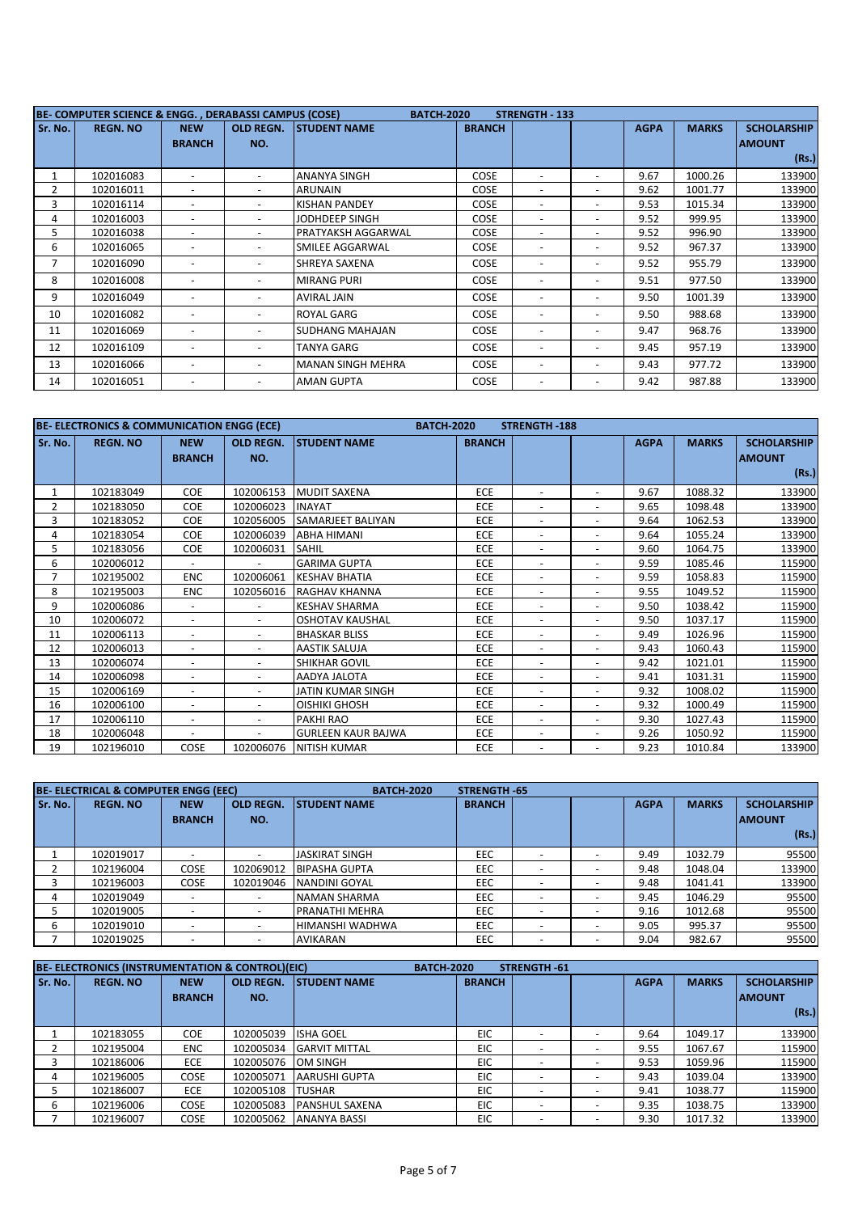| BE- COMPUTER SCIENCE & ENGG. , DERABASSI CAMPUS (COSE) | | | | BATCH-2020 | STRENGTH - 133 | | | | |
|---|---|---|---|---|---|---|---|---|---|
| Sr. No. | REGN. NO | NEW BRANCH | OLD REGN. NO. | STUDENT NAME | BRANCH | | | AGPA | MARKS | SCHOLARSHIP AMOUNT (Rs.) |
| 1 | 102016083 | - | - | ANANYA SINGH | COSE | - | - | 9.67 | 1000.26 | 133900 |
| 2 | 102016011 | - | - | ARUNAIN | COSE | - | - | 9.62 | 1001.77 | 133900 |
| 3 | 102016114 | - | - | KISHAN PANDEY | COSE | - | - | 9.53 | 1015.34 | 133900 |
| 4 | 102016003 | - | - | JODHDEEP SINGH | COSE | - | - | 9.52 | 999.95 | 133900 |
| 5 | 102016038 | - | - | PRATYAKSH AGGARWAL | COSE | - | - | 9.52 | 996.90 | 133900 |
| 6 | 102016065 | - | - | SMILEE AGGARWAL | COSE | - | - | 9.52 | 967.37 | 133900 |
| 7 | 102016090 | - | - | SHREYA SAXENA | COSE | - | - | 9.52 | 955.79 | 133900 |
| 8 | 102016008 | - | - | MIRANG PURI | COSE | - | - | 9.51 | 977.50 | 133900 |
| 9 | 102016049 | - | - | AVIRAL JAIN | COSE | - | - | 9.50 | 1001.39 | 133900 |
| 10 | 102016082 | - | - | ROYAL GARG | COSE | - | - | 9.50 | 988.68 | 133900 |
| 11 | 102016069 | - | - | SUDHANG MAHAJAN | COSE | - | - | 9.47 | 968.76 | 133900 |
| 12 | 102016109 | - | - | TANYA GARG | COSE | - | - | 9.45 | 957.19 | 133900 |
| 13 | 102016066 | - | - | MANAN SINGH MEHRA | COSE | - | - | 9.43 | 977.72 | 133900 |
| 14 | 102016051 | - | - | AMAN GUPTA | COSE | - | - | 9.42 | 987.88 | 133900 |

| BE- ELECTRONICS & COMMUNICATION ENGG (ECE) | | | | BATCH-2020 | STRENGTH -188 | | | | | |
|---|---|---|---|---|---|---|---|---|---|---|
| Sr. No. | REGN. NO | NEW BRANCH | OLD REGN. NO. | STUDENT NAME | BRANCH | | | AGPA | MARKS | SCHOLARSHIP AMOUNT (Rs.) |
| 1 | 102183049 | COE | 102006153 | MUDIT SAXENA | ECE | - | - | 9.67 | 1088.32 | 133900 |
| 2 | 102183050 | COE | 102006023 | INAYAT | ECE | - | - | 9.65 | 1098.48 | 133900 |
| 3 | 102183052 | COE | 102056005 | SAMARJEET BALIYAN | ECE | - | - | 9.64 | 1062.53 | 133900 |
| 4 | 102183054 | COE | 102006039 | ABHA HIMANI | ECE | - | - | 9.64 | 1055.24 | 133900 |
| 5 | 102183056 | COE | 102006031 | SAHIL | ECE | - | - | 9.60 | 1064.75 | 133900 |
| 6 | 102006012 | - | - | GARIMA GUPTA | ECE | - | - | 9.59 | 1085.46 | 115900 |
| 7 | 102195002 | ENC | 102006061 | KESHAV BHATIA | ECE | - | - | 9.59 | 1058.83 | 115900 |
| 8 | 102195003 | ENC | 102056016 | RAGHAV KHANNA | ECE | - | - | 9.55 | 1049.52 | 115900 |
| 9 | 102006086 | - | - | KESHAV SHARMA | ECE | - | - | 9.50 | 1038.42 | 115900 |
| 10 | 102006072 | - | - | OSHOTAV KAUSHAL | ECE | - | - | 9.50 | 1037.17 | 115900 |
| 11 | 102006113 | - | - | BHASKAR BLISS | ECE | - | - | 9.49 | 1026.96 | 115900 |
| 12 | 102006013 | - | - | AASTIK SALUJA | ECE | - | - | 9.43 | 1060.43 | 115900 |
| 13 | 102006074 | - | - | SHIKHAR GOVIL | ECE | - | - | 9.42 | 1021.01 | 115900 |
| 14 | 102006098 | - | - | AADYA JALOTA | ECE | - | - | 9.41 | 1031.31 | 115900 |
| 15 | 102006169 | - | - | JATIN KUMAR SINGH | ECE | - | - | 9.32 | 1008.02 | 115900 |
| 16 | 102006100 | - | - | OISHIKI GHOSH | ECE | - | - | 9.32 | 1000.49 | 115900 |
| 17 | 102006110 | - | - | PAKHI RAO | ECE | - | - | 9.30 | 1027.43 | 115900 |
| 18 | 102006048 | - | - | GURLEEN KAUR BAJWA | ECE | - | - | 9.26 | 1050.92 | 115900 |
| 19 | 102196010 | COSE | 102006076 | NITISH KUMAR | ECE | - | - | 9.23 | 1010.84 | 133900 |

| BE- ELECTRICAL & COMPUTER ENGG (EEC) | | | | BATCH-2020 | STRENGTH -65 | | | | | |
|---|---|---|---|---|---|---|---|---|---|---|
| Sr. No. | REGN. NO | NEW BRANCH | OLD REGN. NO. | STUDENT NAME | BRANCH | | | AGPA | MARKS | SCHOLARSHIP AMOUNT (Rs.) |
| 1 | 102019017 | - | - | JASKIRAT SINGH | EEC | - | - | 9.49 | 1032.79 | 95500 |
| 2 | 102196004 | COSE | 102069012 | BIPASHA GUPTA | EEC | - | - | 9.48 | 1048.04 | 133900 |
| 3 | 102196003 | COSE | 102019046 | NANDINI GOYAL | EEC | - | - | 9.48 | 1041.41 | 133900 |
| 4 | 102019049 | - | - | NAMAN SHARMA | EEC | - | - | 9.45 | 1046.29 | 95500 |
| 5 | 102019005 | - | - | PRANATHI MEHRA | EEC | - | - | 9.16 | 1012.68 | 95500 |
| 6 | 102019010 | - | - | HIMANSHI WADHWA | EEC | - | - | 9.05 | 995.37 | 95500 |
| 7 | 102019025 | - | - | AVIKARAN | EEC | - | - | 9.04 | 982.67 | 95500 |

| BE- ELECTRONICS (INSTRUMENTATION & CONTROL)(EIC) | | | | BATCH-2020 | STRENGTH -61 | | | | | |
|---|---|---|---|---|---|---|---|---|---|---|
| Sr. No. | REGN. NO | NEW BRANCH | OLD REGN. NO. | STUDENT NAME | BRANCH | | | AGPA | MARKS | SCHOLARSHIP AMOUNT (Rs.) |
| 1 | 102183055 | COE | 102005039 | ISHA GOEL | EIC | - | - | 9.64 | 1049.17 | 133900 |
| 2 | 102195004 | ENC | 102005034 | GARVIT MITTAL | EIC | - | - | 9.55 | 1067.67 | 115900 |
| 3 | 102186006 | ECE | 102005076 | OM SINGH | EIC | - | - | 9.53 | 1059.96 | 115900 |
| 4 | 102196005 | COSE | 102005071 | AARUSHI GUPTA | EIC | - | - | 9.43 | 1039.04 | 133900 |
| 5 | 102186007 | ECE | 102005108 | TUSHAR | EIC | - | - | 9.41 | 1038.77 | 115900 |
| 6 | 102196006 | COSE | 102005083 | PANSHUL SAXENA | EIC | - | - | 9.35 | 1038.75 | 133900 |
| 7 | 102196007 | COSE | 102005062 | ANANYA BASSI | EIC | - | - | 9.30 | 1017.32 | 133900 |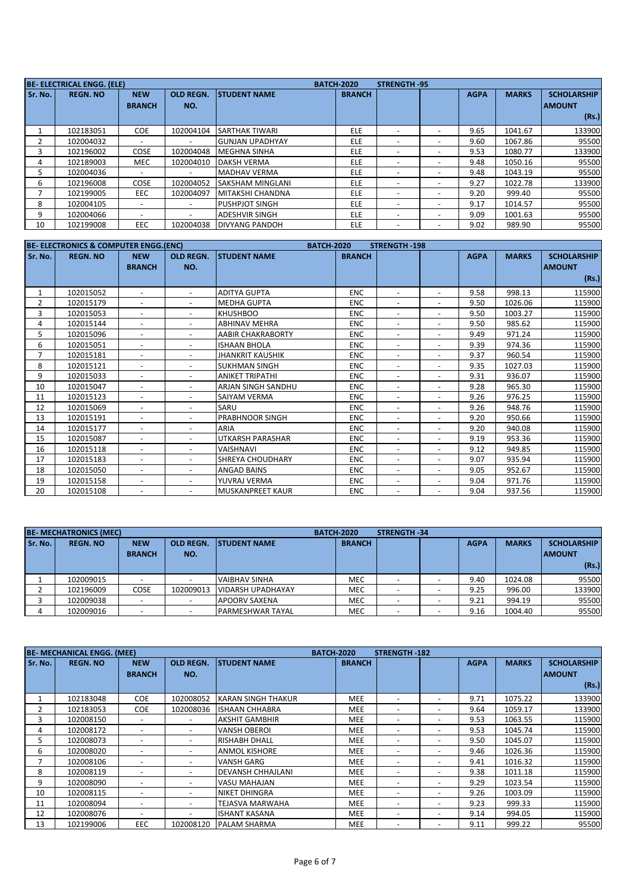| BE- ELECTRICAL ENGG. (ELE) | | | | | BATCH-2020 | STRENGTH -95 | | | | |
|---|---|---|---|---|---|---|---|---|---|---|
| Sr. No. | REGN. NO | NEW BRANCH | OLD REGN. NO. | STUDENT NAME | BRANCH | | | AGPA | MARKS | SCHOLARSHIP AMOUNT (Rs.) |
| 1 | 102183051 | COE | 102004104 | SARTHAK TIWARI | ELE | - | - | 9.65 | 1041.67 | 133900 |
| 2 | 102004032 | - | - | GUNJAN UPADHYAY | ELE | - | - | 9.60 | 1067.86 | 95500 |
| 3 | 102196002 | COSE | 102004048 | MEGHNA SINHA | ELE | - | - | 9.53 | 1080.77 | 133900 |
| 4 | 102189003 | MEC | 102004010 | DAKSH VERMA | ELE | - | - | 9.48 | 1050.16 | 95500 |
| 5 | 102004036 | - | - | MADHAV VERMA | ELE | - | - | 9.48 | 1043.19 | 95500 |
| 6 | 102196008 | COSE | 102004052 | SAKSHAM MINGLANI | ELE | - | - | 9.27 | 1022.78 | 133900 |
| 7 | 102199005 | EEC | 102004097 | MITAKSHI CHANDNA | ELE | - | - | 9.20 | 999.40 | 95500 |
| 8 | 102004105 | - | - | PUSHPJOT SINGH | ELE | - | - | 9.17 | 1014.57 | 95500 |
| 9 | 102004066 | - | - | ADESHVIR SINGH | ELE | - | - | 9.09 | 1001.63 | 95500 |
| 10 | 102199008 | EEC | 102004038 | DIVYANG PANDOH | ELE | - | - | 9.02 | 989.90 | 95500 |

| BE- ELECTRONICS & COMPUTER ENGG.(ENC) | | | | | BATCH-2020 | STRENGTH -198 | | | | |
|---|---|---|---|---|---|---|---|---|---|---|
| Sr. No. | REGN. NO | NEW BRANCH | OLD REGN. NO. | STUDENT NAME | BRANCH | | | AGPA | MARKS | SCHOLARSHIP AMOUNT (Rs.) |
| 1 | 102015052 | - | - | ADITYA GUPTA | ENC | - | - | 9.58 | 998.13 | 115900 |
| 2 | 102015179 | - | - | MEDHA GUPTA | ENC | - | - | 9.50 | 1026.06 | 115900 |
| 3 | 102015053 | - | - | KHUSHBOO | ENC | - | - | 9.50 | 1003.27 | 115900 |
| 4 | 102015144 | - | - | ABHINAV MEHRA | ENC | - | - | 9.50 | 985.62 | 115900 |
| 5 | 102015096 | - | - | AABIR CHAKRABORTY | ENC | - | - | 9.49 | 971.24 | 115900 |
| 6 | 102015051 | - | - | ISHAAN BHOLA | ENC | - | - | 9.39 | 974.36 | 115900 |
| 7 | 102015181 | - | - | JHANKRIT KAUSHIK | ENC | - | - | 9.37 | 960.54 | 115900 |
| 8 | 102015121 | - | - | SUKHMAN SINGH | ENC | - | - | 9.35 | 1027.03 | 115900 |
| 9 | 102015033 | - | - | ANIKET TRIPATHI | ENC | - | - | 9.31 | 936.07 | 115900 |
| 10 | 102015047 | - | - | ARJAN SINGH SANDHU | ENC | - | - | 9.28 | 965.30 | 115900 |
| 11 | 102015123 | - | - | SAIYAM VERMA | ENC | - | - | 9.26 | 976.25 | 115900 |
| 12 | 102015069 | - | - | SARU | ENC | - | - | 9.26 | 948.76 | 115900 |
| 13 | 102015191 | - | - | PRABHNOOR SINGH | ENC | - | - | 9.20 | 950.66 | 115900 |
| 14 | 102015177 | - | - | ARIA | ENC | - | - | 9.20 | 940.08 | 115900 |
| 15 | 102015087 | - | - | UTKARSH PARASHAR | ENC | - | - | 9.19 | 953.36 | 115900 |
| 16 | 102015118 | - | - | VAISHNAVI | ENC | - | - | 9.12 | 949.85 | 115900 |
| 17 | 102015183 | - | - | SHREYA CHOUDHARY | ENC | - | - | 9.07 | 935.94 | 115900 |
| 18 | 102015050 | - | - | ANGAD BAINS | ENC | - | - | 9.05 | 952.67 | 115900 |
| 19 | 102015158 | - | - | YUVRAJ VERMA | ENC | - | - | 9.04 | 971.76 | 115900 |
| 20 | 102015108 | - | - | MUSKANPREET KAUR | ENC | - | - | 9.04 | 937.56 | 115900 |

| BE- MECHATRONICS (MEC) | | | | | BATCH-2020 | STRENGTH -34 | | | | |
|---|---|---|---|---|---|---|---|---|---|---|
| Sr. No. | REGN. NO | NEW BRANCH | OLD REGN. NO. | STUDENT NAME | BRANCH | | | AGPA | MARKS | SCHOLARSHIP AMOUNT (Rs.) |
| 1 | 102009015 | - | - | VAIBHAV SINHA | MEC | - | - | 9.40 | 1024.08 | 95500 |
| 2 | 102196009 | COSE | 102009013 | VIDARSH UPADHAYAY | MEC | - | - | 9.25 | 996.00 | 133900 |
| 3 | 102009038 | - | - | APOORV SAXENA | MEC | - | - | 9.21 | 994.19 | 95500 |
| 4 | 102009016 | - | - | PARMESHWAR TAYAL | MEC | - | - | 9.16 | 1004.40 | 95500 |

| BE- MECHANICAL ENGG. (MEE) | | | | | BATCH-2020 | STRENGTH -182 | | | | |
|---|---|---|---|---|---|---|---|---|---|---|
| Sr. No. | REGN. NO | NEW BRANCH | OLD REGN. NO. | STUDENT NAME | BRANCH | | | AGPA | MARKS | SCHOLARSHIP AMOUNT (Rs.) |
| 1 | 102183048 | COE | 102008052 | KARAN SINGH THAKUR | MEE | - | - | 9.71 | 1075.22 | 133900 |
| 2 | 102183053 | COE | 102008036 | ISHAAN CHHABRA | MEE | - | - | 9.64 | 1059.17 | 133900 |
| 3 | 102008150 | - | - | AKSHIT GAMBHIR | MEE | - | - | 9.53 | 1063.55 | 115900 |
| 4 | 102008172 | - | - | VANSH OBEROI | MEE | - | - | 9.53 | 1045.74 | 115900 |
| 5 | 102008073 | - | - | RISHABH DHALL | MEE | - | - | 9.50 | 1045.07 | 115900 |
| 6 | 102008020 | - | - | ANMOL KISHORE | MEE | - | - | 9.46 | 1026.36 | 115900 |
| 7 | 102008106 | - | - | VANSH GARG | MEE | - | - | 9.41 | 1016.32 | 115900 |
| 8 | 102008119 | - | - | DEVANSH CHHAJLANI | MEE | - | - | 9.38 | 1011.18 | 115900 |
| 9 | 102008090 | - | - | VASU MAHAJAN | MEE | - | - | 9.29 | 1023.54 | 115900 |
| 10 | 102008115 | - | - | NIKET DHINGRA | MEE | - | - | 9.26 | 1003.09 | 115900 |
| 11 | 102008094 | - | - | TEJASVA MARWAHA | MEE | - | - | 9.23 | 999.33 | 115900 |
| 12 | 102008076 | - | - | ISHANT KASANA | MEE | - | - | 9.14 | 994.05 | 115900 |
| 13 | 102199006 | EEC | 102008120 | PALAM SHARMA | MEE | - | - | 9.11 | 999.22 | 95500 |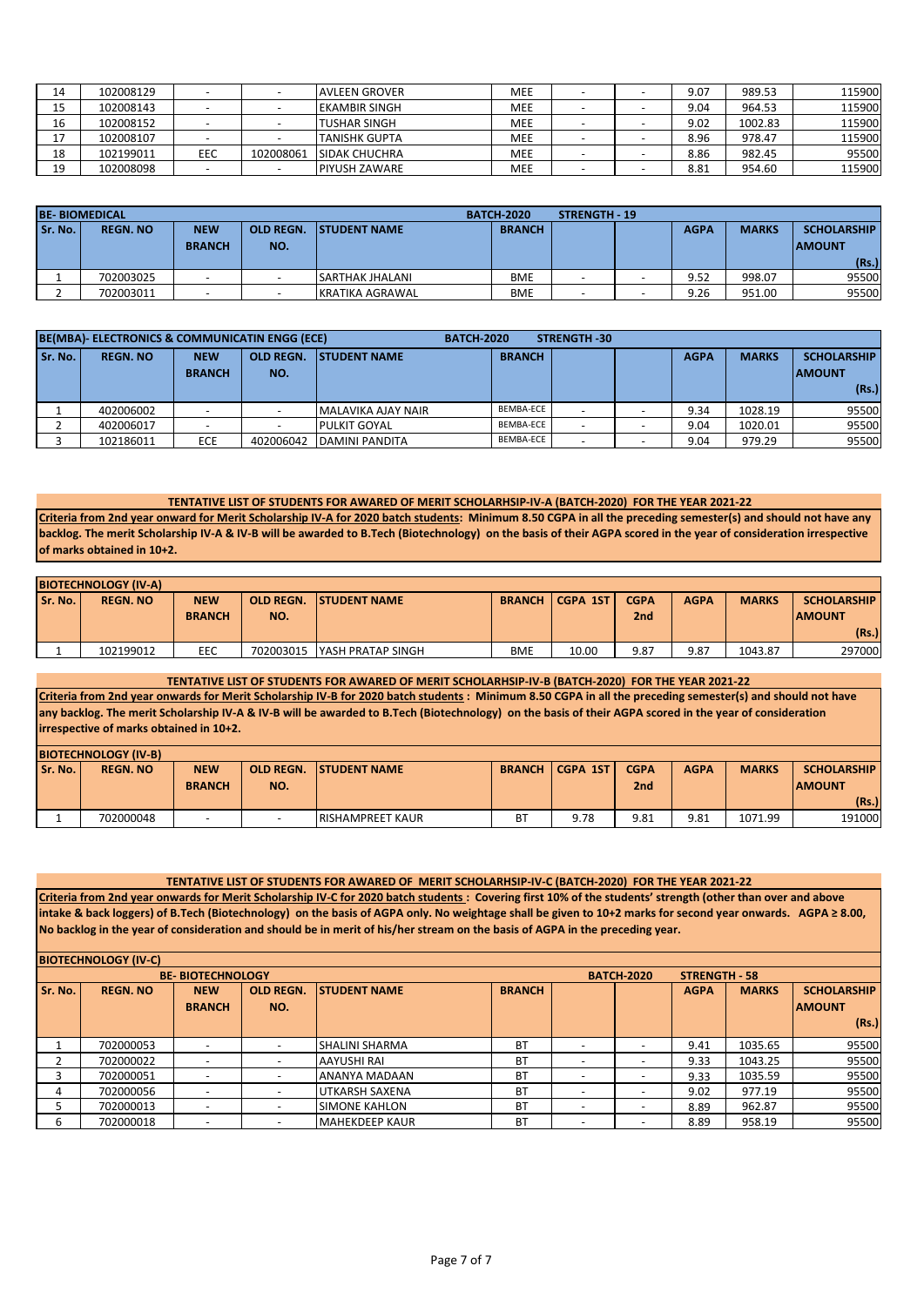| | | | | | | | | | | |
|---|---|---|---|---|---|---|---|---|---|---|
| 14 | 102008129 | - | - | AVLEEN GROVER | MEE | - | - | 9.07 | 989.53 | 115900 |
| 15 | 102008143 | - | - | EKAMBIR SINGH | MEE | - | - | 9.04 | 964.53 | 115900 |
| 16 | 102008152 | - | - | TUSHAR SINGH | MEE | - | - | 9.02 | 1002.83 | 115900 |
| 17 | 102008107 | - | - | TANISHK GUPTA | MEE | - | - | 8.96 | 978.47 | 115900 |
| 18 | 102199011 | EEC | 102008061 | SIDAK CHUCHRA | MEE | - | - | 8.86 | 982.45 | 95500 |
| 19 | 102008098 | - | - | PIYUSH ZAWARE | MEE | - | - | 8.81 | 954.60 | 115900 |

**BE- BIOMEDICAL** BATCH-2020 STRENGTH - 19

| Sr. No. | REGN. NO | NEW BRANCH | OLD REGN. NO. | STUDENT NAME | BRANCH | | | AGPA | MARKS | SCHOLARSHIP AMOUNT (Rs.) |
|---|---|---|---|---|---|---|---|---|---|---|
| 1 | 702003025 | - | - | SARTHAK JHALANI | BME | - | - | 9.52 | 998.07 | 95500 |
| 2 | 702003011 | - | - | KRATIKA AGRAWAL | BME | - | - | 9.26 | 951.00 | 95500 |

**BE(MBA)- ELECTRONICS & COMMUNICATIN ENGG (ECE)** BATCH-2020 STRENGTH -30

| Sr. No. | REGN. NO | NEW BRANCH | OLD REGN. NO. | STUDENT NAME | BRANCH | | | AGPA | MARKS | SCHOLARSHIP AMOUNT (Rs.) |
|---|---|---|---|---|---|---|---|---|---|---|
| 1 | 402006002 | - | - | MALAVIKA AJAY NAIR | BEMBA-ECE | - | - | 9.34 | 1028.19 | 95500 |
| 2 | 402006017 | - | - | PULKIT GOYAL | BEMBA-ECE | - | - | 9.04 | 1020.01 | 95500 |
| 3 | 102186011 | ECE | 402006042 | DAMINI PANDITA | BEMBA-ECE | - | - | 9.04 | 979.29 | 95500 |

## TENTATIVE LIST OF STUDENTS FOR AWARED OF MERIT SCHOLARHSIP-IV-A (BATCH-2020) FOR THE YEAR 2021-22

**Criteria from 2nd year onward for Merit Scholarship IV-A for 2020 batch students: Minimum 8.50 CGPA in all the preceding semester(s) and should not have any backlog. The merit Scholarship IV-A & IV-B will be awarded to B.Tech (Biotechnology) on the basis of their AGPA scored in the year of consideration irrespective of marks obtained in 10+2.**

**BIOTECHNOLOGY (IV-A)**

| Sr. No. | REGN. NO | NEW BRANCH | OLD REGN. NO. | STUDENT NAME | BRANCH | CGPA 1ST | CGPA 2nd | AGPA | MARKS | SCHOLARSHIP AMOUNT (Rs.) |
|---|---|---|---|---|---|---|---|---|---|---|
| 1 | 102199012 | EEC | 702003015 | YASH PRATAP SINGH | BME | 10.00 | 9.87 | 9.87 | 1043.87 | 297000 |

## TENTATIVE LIST OF STUDENTS FOR AWARED OF MERIT SCHOLARHSIP-IV-B (BATCH-2020) FOR THE YEAR 2021-22

**Criteria from 2nd year onwards for Merit Scholarship IV-B for 2020 batch students : Minimum 8.50 CGPA in all the preceding semester(s) and should not have any backlog. The merit Scholarship IV-A & IV-B will be awarded to B.Tech (Biotechnology) on the basis of their AGPA scored in the year of consideration irrespective of marks obtained in 10+2.**

**BIOTECHNOLOGY (IV-B)**

| Sr. No. | REGN. NO | NEW BRANCH | OLD REGN. NO. | STUDENT NAME | BRANCH | CGPA 1ST | CGPA 2nd | AGPA | MARKS | SCHOLARSHIP AMOUNT (Rs.) |
|---|---|---|---|---|---|---|---|---|---|---|
| 1 | 702000048 | - | - | RISHAMPREET KAUR | BT | 9.78 | 9.81 | 9.81 | 1071.99 | 191000 |

## TENTATIVE LIST OF STUDENTS FOR AWARED OF MERIT SCHOLARHSIP-IV-C (BATCH-2020) FOR THE YEAR 2021-22

**Criteria from 2nd year onwards for Merit Scholarship IV-C for 2020 batch students : Covering first 10% of the students' strength (other than over and above intake & back loggers) of B.Tech (Biotechnology) on the basis of AGPA only. No weightage shall be given to 10+2 marks for second year onwards. AGPA ≥ 8.00, No backlog in the year of consideration and should be in merit of his/her stream on the basis of AGPA in the preceding year.**

**BIOTECHNOLOGY (IV-C)**

**BE- BIOTECHNOLOGY** BATCH-2020 STRENGTH - 58

| Sr. No. | REGN. NO | NEW BRANCH | OLD REGN. NO. | STUDENT NAME | BRANCH | | | AGPA | MARKS | SCHOLARSHIP AMOUNT (Rs.) |
|---|---|---|---|---|---|---|---|---|---|---|
| 1 | 702000053 | - | - | SHALINI SHARMA | BT | - | - | 9.41 | 1035.65 | 95500 |
| 2 | 702000022 | - | - | AAYUSHI RAI | BT | - | - | 9.33 | 1043.25 | 95500 |
| 3 | 702000051 | - | - | ANANYA MADAAN | BT | - | - | 9.33 | 1035.59 | 95500 |
| 4 | 702000056 | - | - | UTKARSH SAXENA | BT | - | - | 9.02 | 977.19 | 95500 |
| 5 | 702000013 | - | - | SIMONE KAHLON | BT | - | - | 8.89 | 962.87 | 95500 |
| 6 | 702000018 | - | - | MAHEKDEEP KAUR | BT | - | - | 8.89 | 958.19 | 95500 |